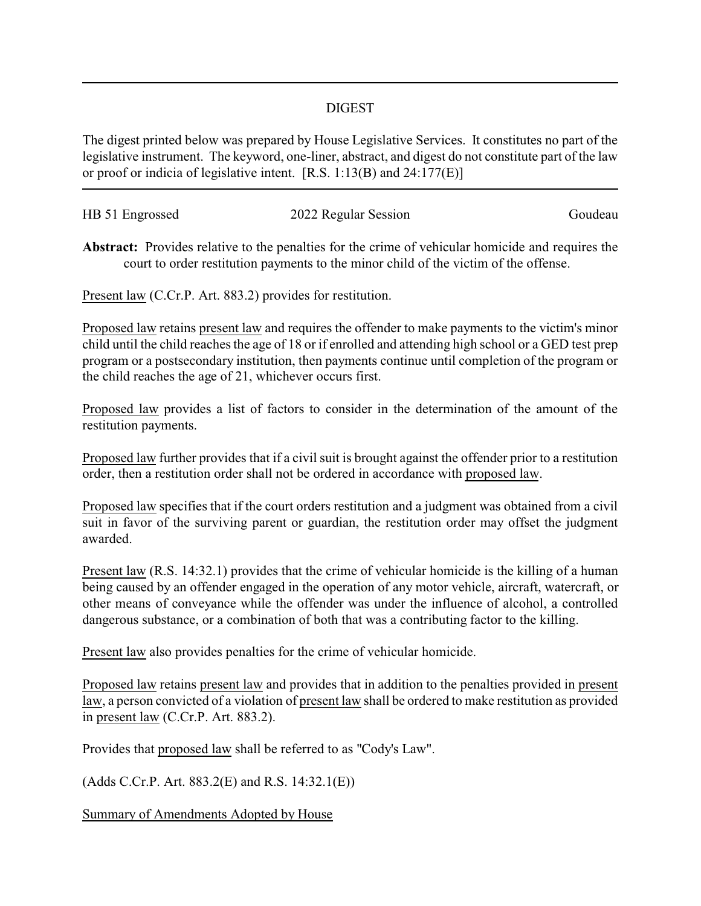## DIGEST

The digest printed below was prepared by House Legislative Services. It constitutes no part of the legislative instrument. The keyword, one-liner, abstract, and digest do not constitute part of the law or proof or indicia of legislative intent. [R.S. 1:13(B) and 24:177(E)]

---

| HB 51 Engrossed | 2022 Regular Session | Goudeau |
|---|---|---|

**Abstract:** Provides relative to the penalties for the crime of vehicular homicide and requires the court to order restitution payments to the minor child of the victim of the offense.

Present law (C.Cr.P. Art. 883.2) provides for restitution.

Proposed law retains present law and requires the offender to make payments to the victim's minor child until the child reaches the age of 18 or if enrolled and attending high school or a GED test prep program or a postsecondary institution, then payments continue until completion of the program or the child reaches the age of 21, whichever occurs first.

Proposed law provides a list of factors to consider in the determination of the amount of the restitution payments.

Proposed law further provides that if a civil suit is brought against the offender prior to a restitution order, then a restitution order shall not be ordered in accordance with proposed law.

Proposed law specifies that if the court orders restitution and a judgment was obtained from a civil suit in favor of the surviving parent or guardian, the restitution order may offset the judgment awarded.

Present law (R.S. 14:32.1) provides that the crime of vehicular homicide is the killing of a human being caused by an offender engaged in the operation of any motor vehicle, aircraft, watercraft, or other means of conveyance while the offender was under the influence of alcohol, a controlled dangerous substance, or a combination of both that was a contributing factor to the killing.

Present law also provides penalties for the crime of vehicular homicide.

Proposed law retains present law and provides that in addition to the penalties provided in present law, a person convicted of a violation of present law shall be ordered to make restitution as provided in present law (C.Cr.P. Art. 883.2).

Provides that proposed law shall be referred to as "Cody's Law".

(Adds C.Cr.P. Art. 883.2(E) and R.S. 14:32.1(E))

Summary of Amendments Adopted by House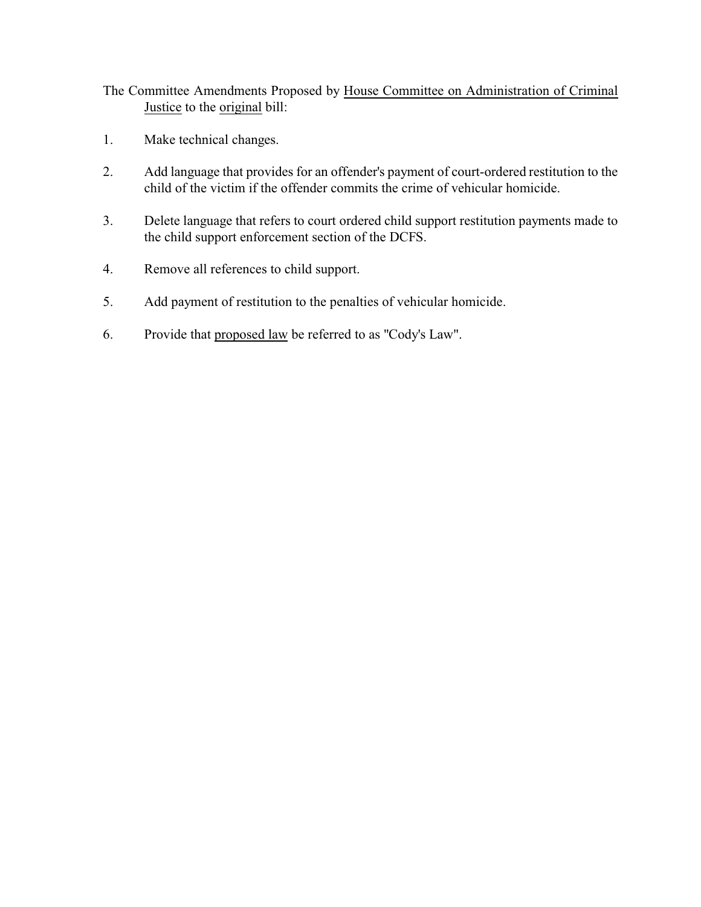The Committee Amendments Proposed by House Committee on Administration of Criminal Justice to the original bill:

1. Make technical changes.

2. Add language that provides for an offender's payment of court-ordered restitution to the child of the victim if the offender commits the crime of vehicular homicide.

3. Delete language that refers to court ordered child support restitution payments made to the child support enforcement section of the DCFS.

4. Remove all references to child support.

5. Add payment of restitution to the penalties of vehicular homicide.

6. Provide that proposed law be referred to as "Cody's Law".